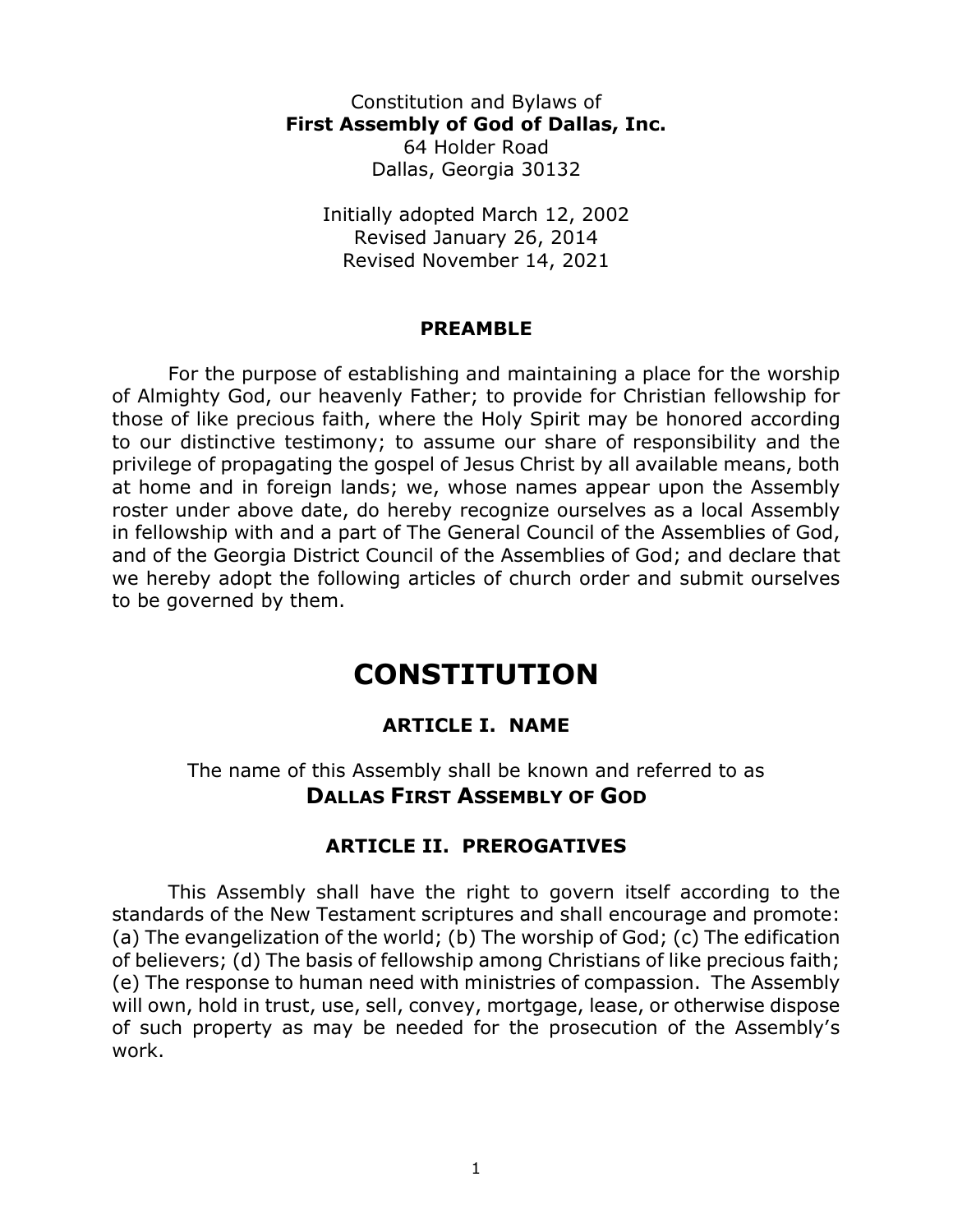Constitution and Bylaws of
**First Assembly of God of Dallas, Inc.**
64 Holder Road
Dallas, Georgia 30132

Initially adopted March 12, 2002
Revised January 26, 2014
Revised November 14, 2021

### PREAMBLE

For the purpose of establishing and maintaining a place for the worship of Almighty God, our heavenly Father; to provide for Christian fellowship for those of like precious faith, where the Holy Spirit may be honored according to our distinctive testimony; to assume our share of responsibility and the privilege of propagating the gospel of Jesus Christ by all available means, both at home and in foreign lands; we, whose names appear upon the Assembly roster under above date, do hereby recognize ourselves as a local Assembly in fellowship with and a part of The General Council of the Assemblies of God, and of the Georgia District Council of the Assemblies of God; and declare that we hereby adopt the following articles of church order and submit ourselves to be governed by them.

# CONSTITUTION

## ARTICLE I. NAME

The name of this Assembly shall be known and referred to as
**DALLAS FIRST ASSEMBLY OF GOD**

## ARTICLE II. PREROGATIVES

This Assembly shall have the right to govern itself according to the standards of the New Testament scriptures and shall encourage and promote: (a) The evangelization of the world; (b) The worship of God; (c) The edification of believers; (d) The basis of fellowship among Christians of like precious faith; (e) The response to human need with ministries of compassion. The Assembly will own, hold in trust, use, sell, convey, mortgage, lease, or otherwise dispose of such property as may be needed for the prosecution of the Assembly's work.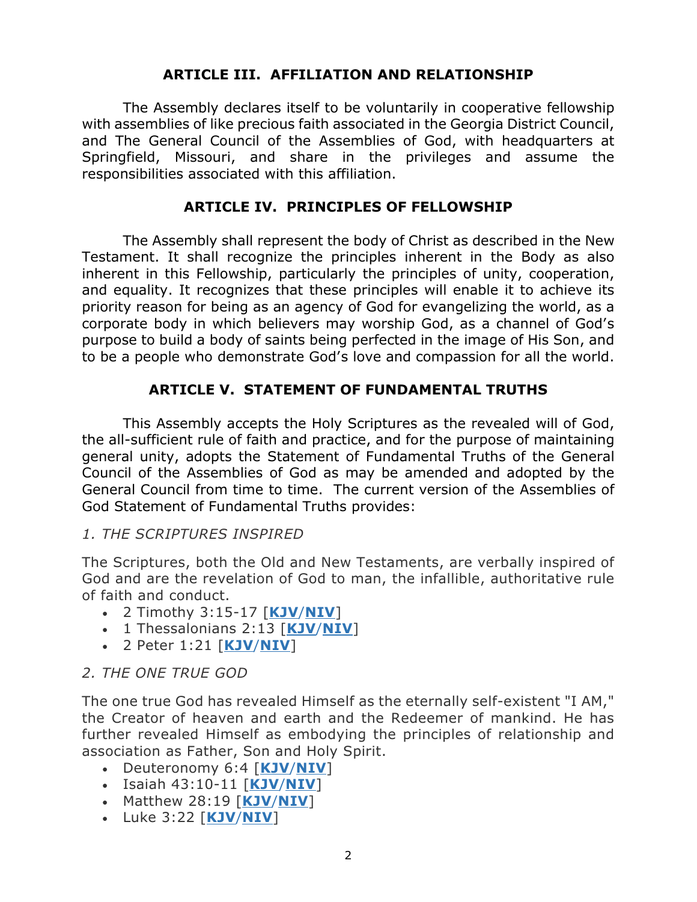## ARTICLE III. AFFILIATION AND RELATIONSHIP

The Assembly declares itself to be voluntarily in cooperative fellowship with assemblies of like precious faith associated in the Georgia District Council, and The General Council of the Assemblies of God, with headquarters at Springfield, Missouri, and share in the privileges and assume the responsibilities associated with this affiliation.

## ARTICLE IV. PRINCIPLES OF FELLOWSHIP

The Assembly shall represent the body of Christ as described in the New Testament. It shall recognize the principles inherent in the Body as also inherent in this Fellowship, particularly the principles of unity, cooperation, and equality. It recognizes that these principles will enable it to achieve its priority reason for being as an agency of God for evangelizing the world, as a corporate body in which believers may worship God, as a channel of God's purpose to build a body of saints being perfected in the image of His Son, and to be a people who demonstrate God's love and compassion for all the world.

## ARTICLE V. STATEMENT OF FUNDAMENTAL TRUTHS

This Assembly accepts the Holy Scriptures as the revealed will of God, the all-sufficient rule of faith and practice, and for the purpose of maintaining general unity, adopts the Statement of Fundamental Truths of the General Council of the Assemblies of God as may be amended and adopted by the General Council from time to time. The current version of the Assemblies of God Statement of Fundamental Truths provides:

*1. THE SCRIPTURES INSPIRED*

The Scriptures, both the Old and New Testaments, are verbally inspired of God and are the revelation of God to man, the infallible, authoritative rule of faith and conduct.

- 2 Timothy 3:15-17 [**KJV**/**NIV**]
- 1 Thessalonians 2:13 [**KJV**/**NIV**]
- 2 Peter 1:21 [**KJV**/**NIV**]

*2. THE ONE TRUE GOD*

The one true God has revealed Himself as the eternally self-existent "I AM," the Creator of heaven and earth and the Redeemer of mankind. He has further revealed Himself as embodying the principles of relationship and association as Father, Son and Holy Spirit.

- Deuteronomy 6:4 [**KJV**/**NIV**]
- Isaiah 43:10-11 [**KJV**/**NIV**]
- Matthew 28:19 [**KJV**/**NIV**]
- Luke 3:22 [**KJV**/**NIV**]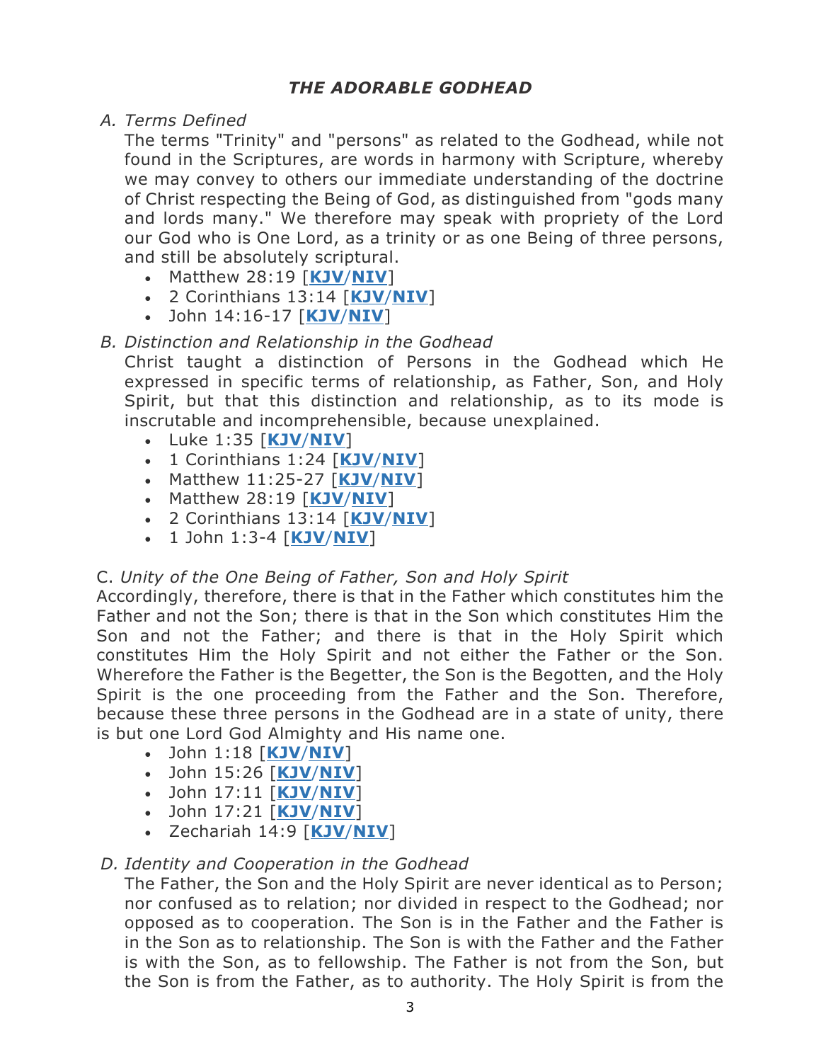## *THE ADORABLE GODHEAD*

*A. Terms Defined*

The terms "Trinity" and "persons" as related to the Godhead, while not found in the Scriptures, are words in harmony with Scripture, whereby we may convey to others our immediate understanding of the doctrine of Christ respecting the Being of God, as distinguished from "gods many and lords many." We therefore may speak with propriety of the Lord our God who is One Lord, as a trinity or as one Being of three persons, and still be absolutely scriptural.

- Matthew 28:19 [**KJV**/**NIV**]
- 2 Corinthians 13:14 [**KJV**/**NIV**]
- John 14:16-17 [**KJV**/**NIV**]

*B. Distinction and Relationship in the Godhead*

Christ taught a distinction of Persons in the Godhead which He expressed in specific terms of relationship, as Father, Son, and Holy Spirit, but that this distinction and relationship, as to its mode is inscrutable and incomprehensible, because unexplained.

- Luke 1:35 [**KJV**/**NIV**]
- 1 Corinthians 1:24 [**KJV**/**NIV**]
- Matthew 11:25-27 [**KJV**/**NIV**]
- Matthew 28:19 [**KJV**/**NIV**]
- 2 Corinthians 13:14 [**KJV**/**NIV**]
- 1 John 1:3-4 [**KJV**/**NIV**]

C. *Unity of the One Being of Father, Son and Holy Spirit*

Accordingly, therefore, there is that in the Father which constitutes him the Father and not the Son; there is that in the Son which constitutes Him the Son and not the Father; and there is that in the Holy Spirit which constitutes Him the Holy Spirit and not either the Father or the Son. Wherefore the Father is the Begetter, the Son is the Begotten, and the Holy Spirit is the one proceeding from the Father and the Son. Therefore, because these three persons in the Godhead are in a state of unity, there is but one Lord God Almighty and His name one.

- John 1:18 [**KJV**/**NIV**]
- John 15:26 [**KJV**/**NIV**]
- John 17:11 [**KJV**/**NIV**]
- John 17:21 [**KJV**/**NIV**]
- Zechariah 14:9 [**KJV**/**NIV**]

*D. Identity and Cooperation in the Godhead*

The Father, the Son and the Holy Spirit are never identical as to Person; nor confused as to relation; nor divided in respect to the Godhead; nor opposed as to cooperation. The Son is in the Father and the Father is in the Son as to relationship. The Son is with the Father and the Father is with the Son, as to fellowship. The Father is not from the Son, but the Son is from the Father, as to authority. The Holy Spirit is from the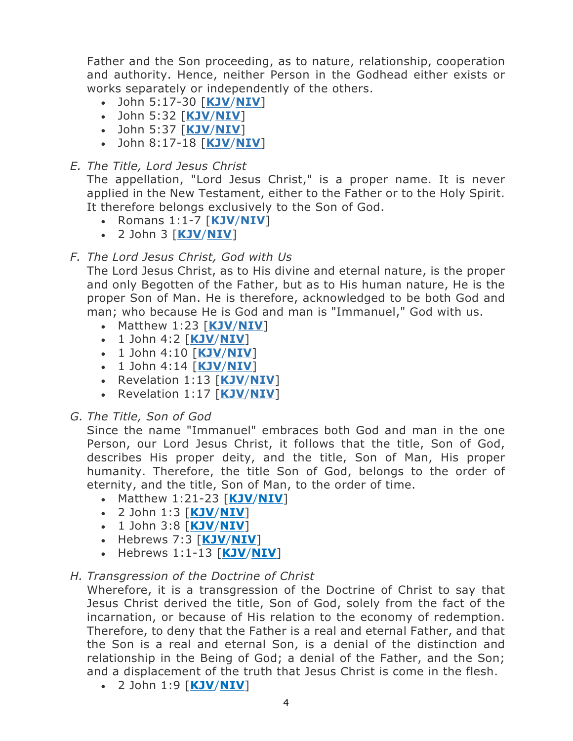Father and the Son proceeding, as to nature, relationship, cooperation and authority. Hence, neither Person in the Godhead either exists or works separately or independently of the others.

- John 5:17-30 [**KJV**/**NIV**]
- John 5:32 [**KJV**/**NIV**]
- John 5:37 [**KJV**/**NIV**]
- John 8:17-18 [**KJV**/**NIV**]

*E. The Title, Lord Jesus Christ*

The appellation, "Lord Jesus Christ," is a proper name. It is never applied in the New Testament, either to the Father or to the Holy Spirit. It therefore belongs exclusively to the Son of God.

- Romans 1:1-7 [**KJV**/**NIV**]
- 2 John 3 [**KJV**/**NIV**]

*F. The Lord Jesus Christ, God with Us*

The Lord Jesus Christ, as to His divine and eternal nature, is the proper and only Begotten of the Father, but as to His human nature, He is the proper Son of Man. He is therefore, acknowledged to be both God and man; who because He is God and man is "Immanuel," God with us.

- Matthew 1:23 [**KJV**/**NIV**]
- 1 John 4:2 [**KJV**/**NIV**]
- 1 John 4:10 [**KJV**/**NIV**]
- 1 John 4:14 [**KJV**/**NIV**]
- Revelation 1:13 [**KJV**/**NIV**]
- Revelation 1:17 [**KJV**/**NIV**]

*G. The Title, Son of God*

Since the name "Immanuel" embraces both God and man in the one Person, our Lord Jesus Christ, it follows that the title, Son of God, describes His proper deity, and the title, Son of Man, His proper humanity. Therefore, the title Son of God, belongs to the order of eternity, and the title, Son of Man, to the order of time.

- Matthew 1:21-23 [**KJV**/**NIV**]
- 2 John 1:3 [**KJV**/**NIV**]
- 1 John 3:8 [**KJV**/**NIV**]
- Hebrews 7:3 [**KJV**/**NIV**]
- Hebrews 1:1-13 [**KJV**/**NIV**]

*H. Transgression of the Doctrine of Christ*

Wherefore, it is a transgression of the Doctrine of Christ to say that Jesus Christ derived the title, Son of God, solely from the fact of the incarnation, or because of His relation to the economy of redemption. Therefore, to deny that the Father is a real and eternal Father, and that the Son is a real and eternal Son, is a denial of the distinction and relationship in the Being of God; a denial of the Father, and the Son; and a displacement of the truth that Jesus Christ is come in the flesh.

- 2 John 1:9 [**KJV**/**NIV**]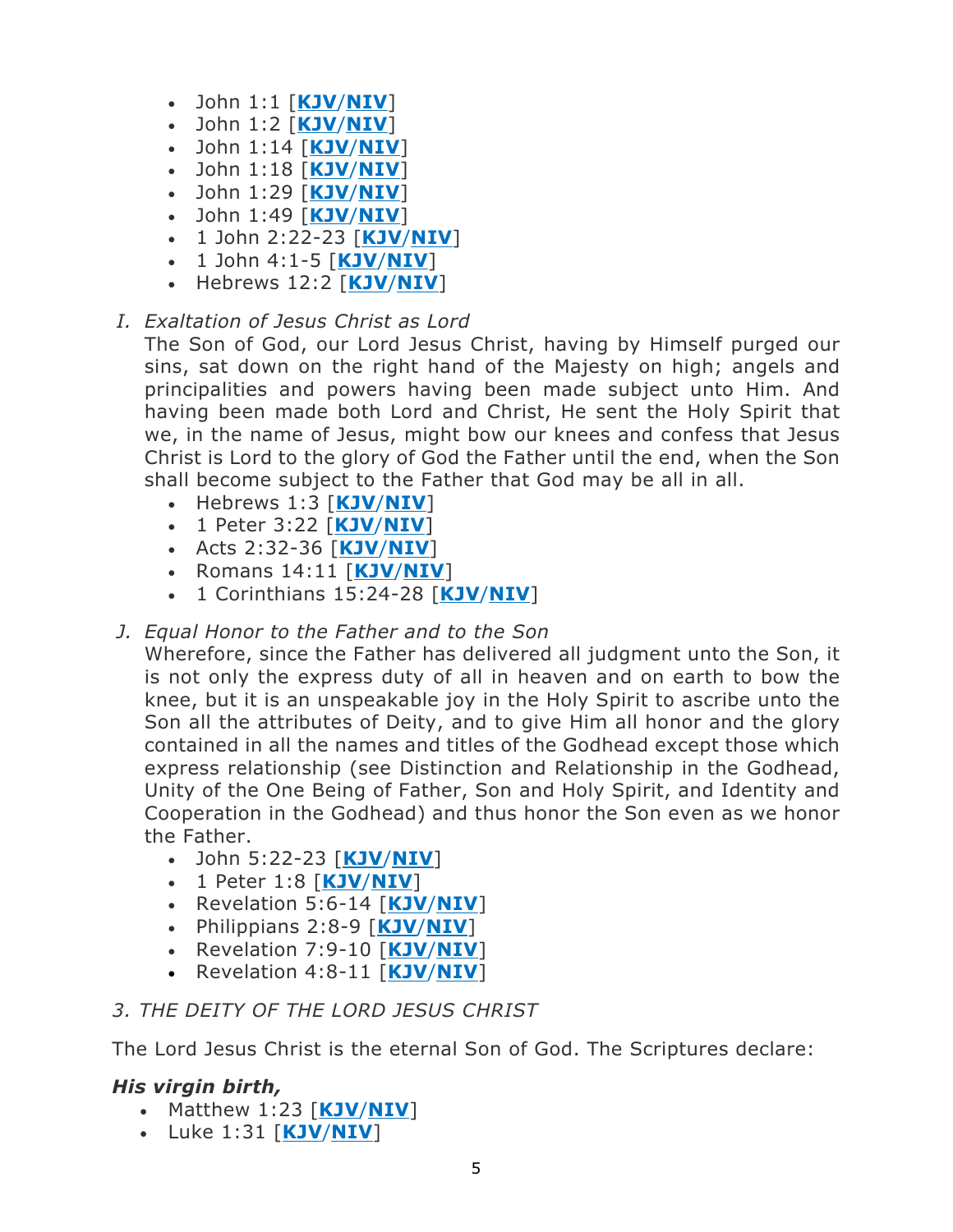- John 1:1 [**KJV**/**NIV**]
- John 1:2 [**KJV**/**NIV**]
- John 1:14 [**KJV**/**NIV**]
- John 1:18 [**KJV**/**NIV**]
- John 1:29 [**KJV**/**NIV**]
- John 1:49 [**KJV**/**NIV**]
- 1 John 2:22-23 [**KJV**/**NIV**]
- 1 John 4:1-5 [**KJV**/**NIV**]
- Hebrews 12:2 [**KJV**/**NIV**]

*I. Exaltation of Jesus Christ as Lord*

The Son of God, our Lord Jesus Christ, having by Himself purged our sins, sat down on the right hand of the Majesty on high; angels and principalities and powers having been made subject unto Him. And having been made both Lord and Christ, He sent the Holy Spirit that we, in the name of Jesus, might bow our knees and confess that Jesus Christ is Lord to the glory of God the Father until the end, when the Son shall become subject to the Father that God may be all in all.

- Hebrews 1:3 [**KJV**/**NIV**]
- 1 Peter 3:22 [**KJV**/**NIV**]
- Acts 2:32-36 [**KJV**/**NIV**]
- Romans 14:11 [**KJV**/**NIV**]
- 1 Corinthians 15:24-28 [**KJV**/**NIV**]

*J. Equal Honor to the Father and to the Son*

Wherefore, since the Father has delivered all judgment unto the Son, it is not only the express duty of all in heaven and on earth to bow the knee, but it is an unspeakable joy in the Holy Spirit to ascribe unto the Son all the attributes of Deity, and to give Him all honor and the glory contained in all the names and titles of the Godhead except those which express relationship (see Distinction and Relationship in the Godhead, Unity of the One Being of Father, Son and Holy Spirit, and Identity and Cooperation in the Godhead) and thus honor the Son even as we honor the Father.

- John 5:22-23 [**KJV**/**NIV**]
- 1 Peter 1:8 [**KJV**/**NIV**]
- Revelation 5:6-14 [**KJV**/**NIV**]
- Philippians 2:8-9 [**KJV**/**NIV**]
- Revelation 7:9-10 [**KJV**/**NIV**]
- Revelation 4:8-11 [**KJV**/**NIV**]

*3. THE DEITY OF THE LORD JESUS CHRIST*

The Lord Jesus Christ is the eternal Son of God. The Scriptures declare:

***His virgin birth,***

- Matthew 1:23 [**KJV**/**NIV**]
- Luke 1:31 [**KJV**/**NIV**]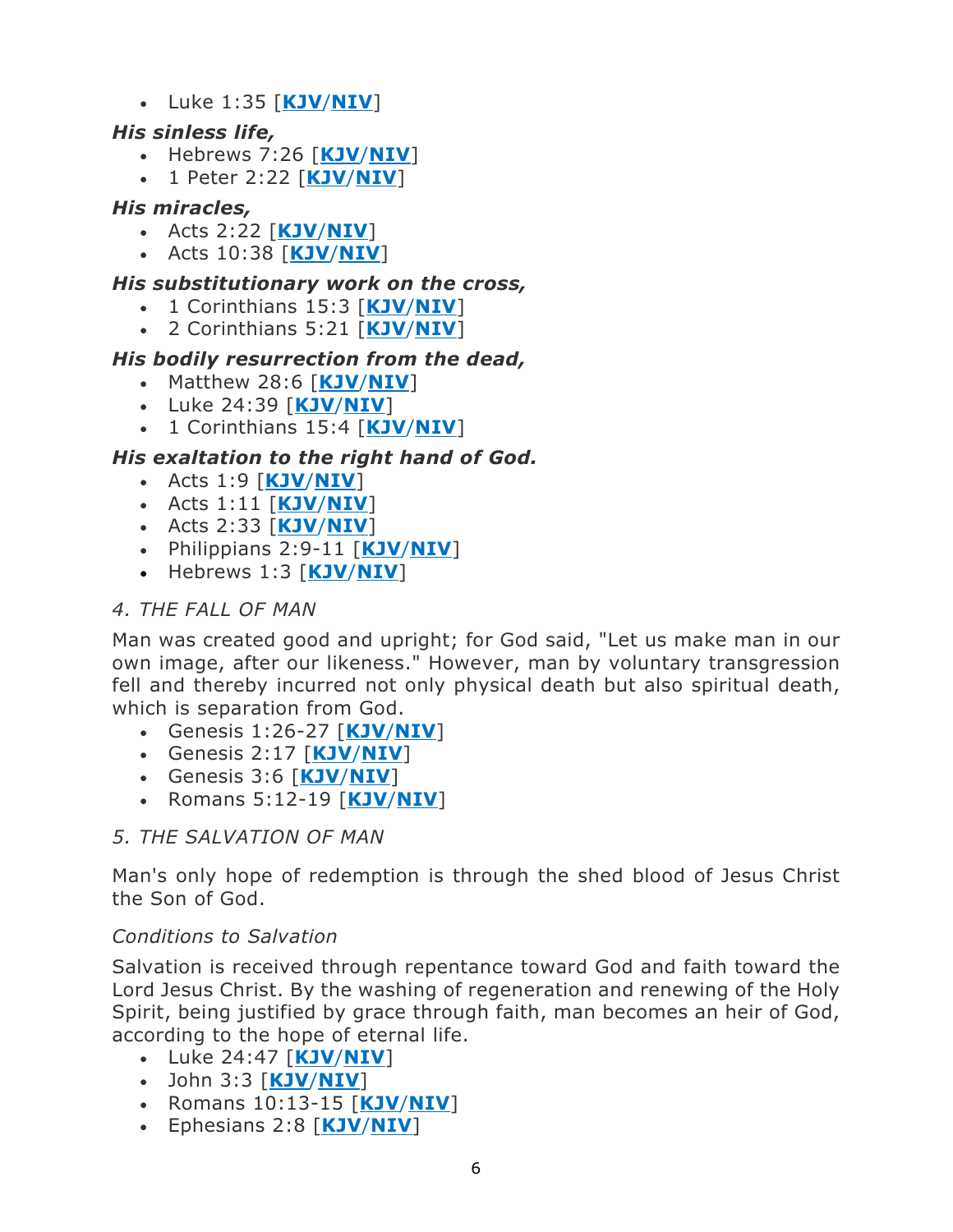- Luke 1:35 [**KJV**/**NIV**]

***His sinless life,***

- Hebrews 7:26 [**KJV**/**NIV**]
- 1 Peter 2:22 [**KJV**/**NIV**]

***His miracles,***

- Acts 2:22 [**KJV**/**NIV**]
- Acts 10:38 [**KJV**/**NIV**]

***His substitutionary work on the cross,***

- 1 Corinthians 15:3 [**KJV**/**NIV**]
- 2 Corinthians 5:21 [**KJV**/**NIV**]

***His bodily resurrection from the dead,***

- Matthew 28:6 [**KJV**/**NIV**]
- Luke 24:39 [**KJV**/**NIV**]
- 1 Corinthians 15:4 [**KJV**/**NIV**]

***His exaltation to the right hand of God.***

- Acts 1:9 [**KJV**/**NIV**]
- Acts 1:11 [**KJV**/**NIV**]
- Acts 2:33 [**KJV**/**NIV**]
- Philippians 2:9-11 [**KJV**/**NIV**]
- Hebrews 1:3 [**KJV**/**NIV**]

*4. THE FALL OF MAN*

Man was created good and upright; for God said, "Let us make man in our own image, after our likeness." However, man by voluntary transgression fell and thereby incurred not only physical death but also spiritual death, which is separation from God.

- Genesis 1:26-27 [**KJV**/**NIV**]
- Genesis 2:17 [**KJV**/**NIV**]
- Genesis 3:6 [**KJV**/**NIV**]
- Romans 5:12-19 [**KJV**/**NIV**]

*5. THE SALVATION OF MAN*

Man's only hope of redemption is through the shed blood of Jesus Christ the Son of God.

*Conditions to Salvation*

Salvation is received through repentance toward God and faith toward the Lord Jesus Christ. By the washing of regeneration and renewing of the Holy Spirit, being justified by grace through faith, man becomes an heir of God, according to the hope of eternal life.

- Luke 24:47 [**KJV**/**NIV**]
- John 3:3 [**KJV**/**NIV**]
- Romans 10:13-15 [**KJV**/**NIV**]
- Ephesians 2:8 [**KJV**/**NIV**]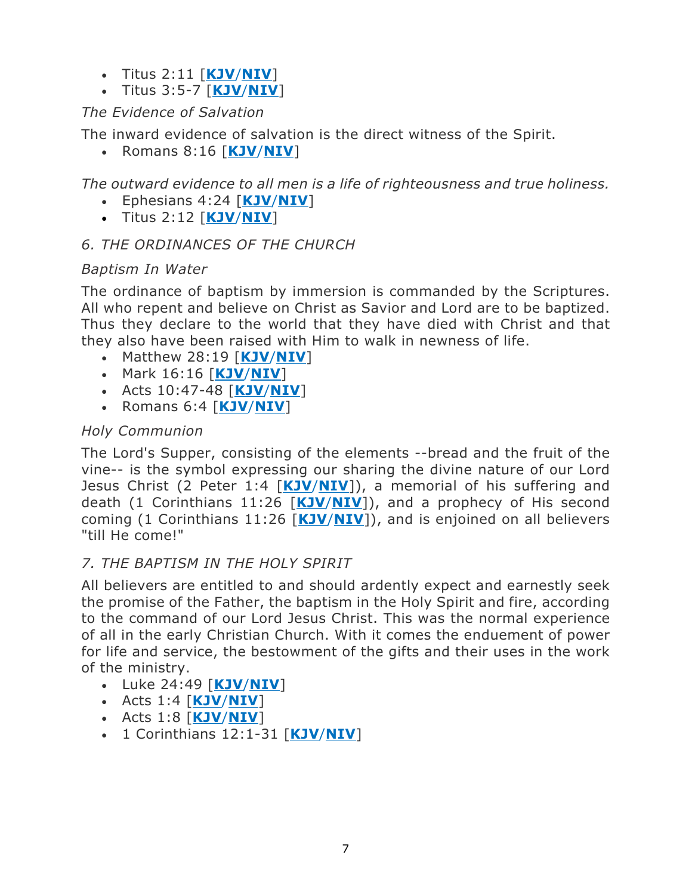- Titus 2:11 [**KJV**/**NIV**]
- Titus 3:5-7 [**KJV**/**NIV**]

*The Evidence of Salvation*

The inward evidence of salvation is the direct witness of the Spirit.

- Romans 8:16 [**KJV**/**NIV**]

*The outward evidence to all men is a life of righteousness and true holiness.*

- Ephesians 4:24 [**KJV**/**NIV**]
- Titus 2:12 [**KJV**/**NIV**]

### *6. THE ORDINANCES OF THE CHURCH*

*Baptism In Water*

The ordinance of baptism by immersion is commanded by the Scriptures. All who repent and believe on Christ as Savior and Lord are to be baptized. Thus they declare to the world that they have died with Christ and that they also have been raised with Him to walk in newness of life.

- Matthew 28:19 [**KJV**/**NIV**]
- Mark 16:16 [**KJV**/**NIV**]
- Acts 10:47-48 [**KJV**/**NIV**]
- Romans 6:4 [**KJV**/**NIV**]

*Holy Communion*

The Lord's Supper, consisting of the elements --bread and the fruit of the vine-- is the symbol expressing our sharing the divine nature of our Lord Jesus Christ (2 Peter 1:4 [**KJV**/**NIV**]), a memorial of his suffering and death (1 Corinthians 11:26 [**KJV**/**NIV**]), and a prophecy of His second coming (1 Corinthians 11:26 [**KJV**/**NIV**]), and is enjoined on all believers "till He come!"

### *7. THE BAPTISM IN THE HOLY SPIRIT*

All believers are entitled to and should ardently expect and earnestly seek the promise of the Father, the baptism in the Holy Spirit and fire, according to the command of our Lord Jesus Christ. This was the normal experience of all in the early Christian Church. With it comes the enduement of power for life and service, the bestowment of the gifts and their uses in the work of the ministry.

- Luke 24:49 [**KJV**/**NIV**]
- Acts 1:4 [**KJV**/**NIV**]
- Acts 1:8 [**KJV**/**NIV**]
- 1 Corinthians 12:1-31 [**KJV**/**NIV**]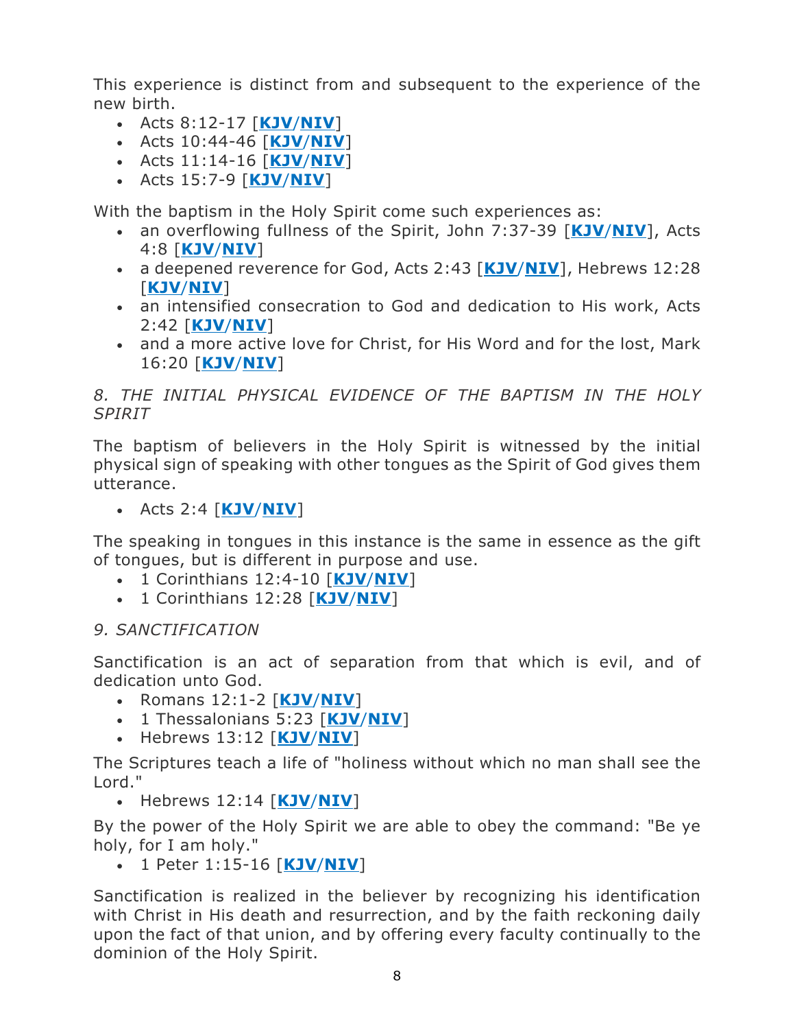This experience is distinct from and subsequent to the experience of the new birth.

- Acts 8:12-17 [**KJV**/**NIV**]
- Acts 10:44-46 [**KJV**/**NIV**]
- Acts 11:14-16 [**KJV**/**NIV**]
- Acts 15:7-9 [**KJV**/**NIV**]

With the baptism in the Holy Spirit come such experiences as:

- an overflowing fullness of the Spirit, John 7:37-39 [**KJV**/**NIV**], Acts 4:8 [**KJV**/**NIV**]
- a deepened reverence for God, Acts 2:43 [**KJV**/**NIV**], Hebrews 12:28 [**KJV**/**NIV**]
- an intensified consecration to God and dedication to His work, Acts 2:42 [**KJV**/**NIV**]
- and a more active love for Christ, for His Word and for the lost, Mark 16:20 [**KJV**/**NIV**]

*8. THE INITIAL PHYSICAL EVIDENCE OF THE BAPTISM IN THE HOLY SPIRIT*

The baptism of believers in the Holy Spirit is witnessed by the initial physical sign of speaking with other tongues as the Spirit of God gives them utterance.

- Acts 2:4 [**KJV**/**NIV**]

The speaking in tongues in this instance is the same in essence as the gift of tongues, but is different in purpose and use.

- 1 Corinthians 12:4-10 [**KJV**/**NIV**]
- 1 Corinthians 12:28 [**KJV**/**NIV**]

*9. SANCTIFICATION*

Sanctification is an act of separation from that which is evil, and of dedication unto God.

- Romans 12:1-2 [**KJV**/**NIV**]
- 1 Thessalonians 5:23 [**KJV**/**NIV**]
- Hebrews 13:12 [**KJV**/**NIV**]

The Scriptures teach a life of "holiness without which no man shall see the Lord."

- Hebrews 12:14 [**KJV**/**NIV**]

By the power of the Holy Spirit we are able to obey the command: "Be ye holy, for I am holy."

- 1 Peter 1:15-16 [**KJV**/**NIV**]

Sanctification is realized in the believer by recognizing his identification with Christ in His death and resurrection, and by the faith reckoning daily upon the fact of that union, and by offering every faculty continually to the dominion of the Holy Spirit.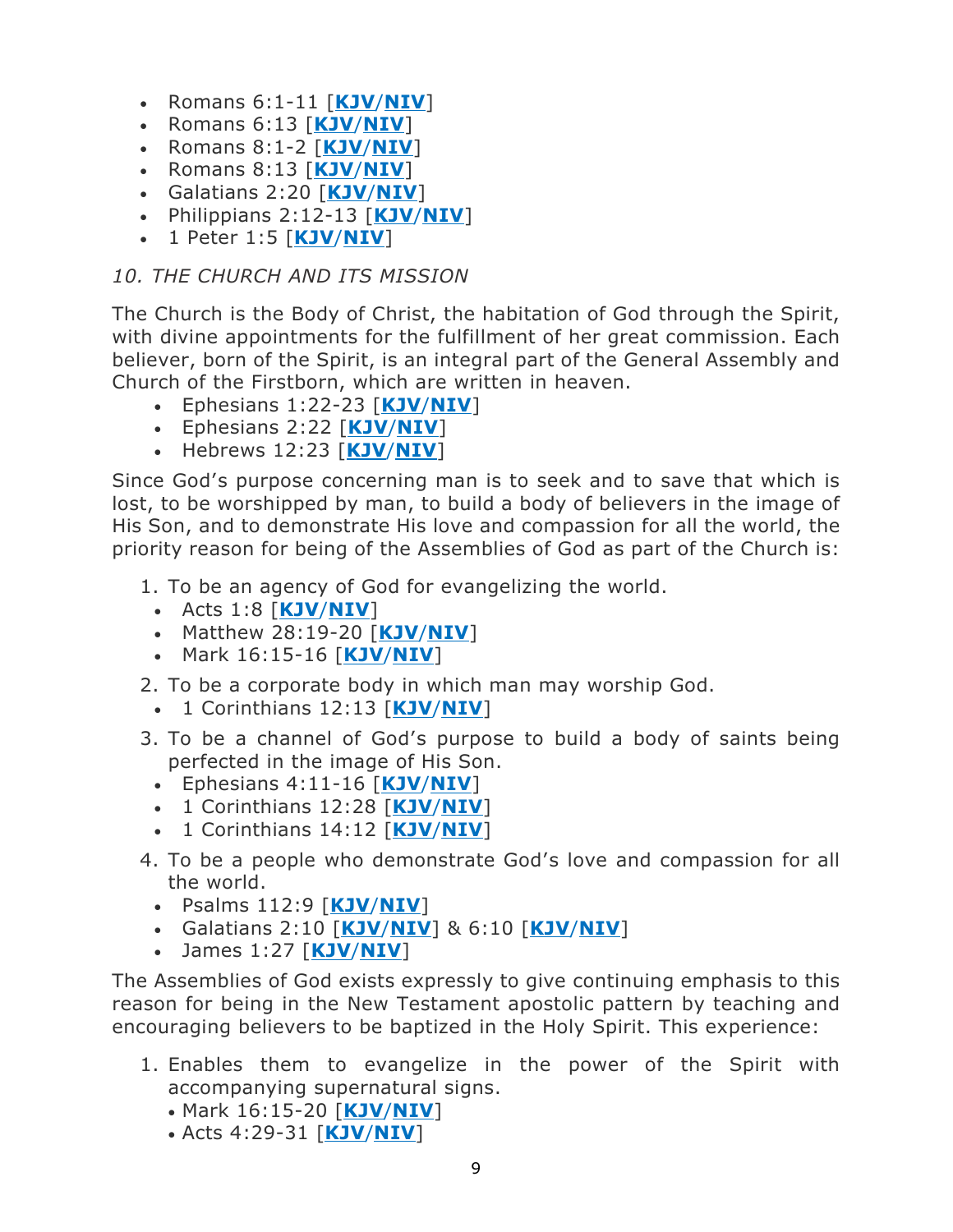- Romans 6:1-11 [**KJV**/**NIV**]
- Romans 6:13 [**KJV**/**NIV**]
- Romans 8:1-2 [**KJV**/**NIV**]
- Romans 8:13 [**KJV**/**NIV**]
- Galatians 2:20 [**KJV**/**NIV**]
- Philippians 2:12-13 [**KJV**/**NIV**]
- 1 Peter 1:5 [**KJV**/**NIV**]

*10. THE CHURCH AND ITS MISSION*

The Church is the Body of Christ, the habitation of God through the Spirit, with divine appointments for the fulfillment of her great commission. Each believer, born of the Spirit, is an integral part of the General Assembly and Church of the Firstborn, which are written in heaven.

- Ephesians 1:22-23 [**KJV**/**NIV**]
- Ephesians 2:22 [**KJV**/**NIV**]
- Hebrews 12:23 [**KJV**/**NIV**]

Since God's purpose concerning man is to seek and to save that which is lost, to be worshipped by man, to build a body of believers in the image of His Son, and to demonstrate His love and compassion for all the world, the priority reason for being of the Assemblies of God as part of the Church is:

1. To be an agency of God for evangelizing the world.
   - Acts 1:8 [**KJV**/**NIV**]
   - Matthew 28:19-20 [**KJV**/**NIV**]
   - Mark 16:15-16 [**KJV**/**NIV**]
2. To be a corporate body in which man may worship God.
   - 1 Corinthians 12:13 [**KJV**/**NIV**]
3. To be a channel of God's purpose to build a body of saints being perfected in the image of His Son.
   - Ephesians 4:11-16 [**KJV**/**NIV**]
   - 1 Corinthians 12:28 [**KJV**/**NIV**]
   - 1 Corinthians 14:12 [**KJV**/**NIV**]
4. To be a people who demonstrate God's love and compassion for all the world.
   - Psalms 112:9 [**KJV**/**NIV**]
   - Galatians 2:10 [**KJV**/**NIV**] & 6:10 [**KJV**/**NIV**]
   - James 1:27 [**KJV**/**NIV**]

The Assemblies of God exists expressly to give continuing emphasis to this reason for being in the New Testament apostolic pattern by teaching and encouraging believers to be baptized in the Holy Spirit. This experience:

1. Enables them to evangelize in the power of the Spirit with accompanying supernatural signs.
   - Mark 16:15-20 [**KJV**/**NIV**]
   - Acts 4:29-31 [**KJV**/**NIV**]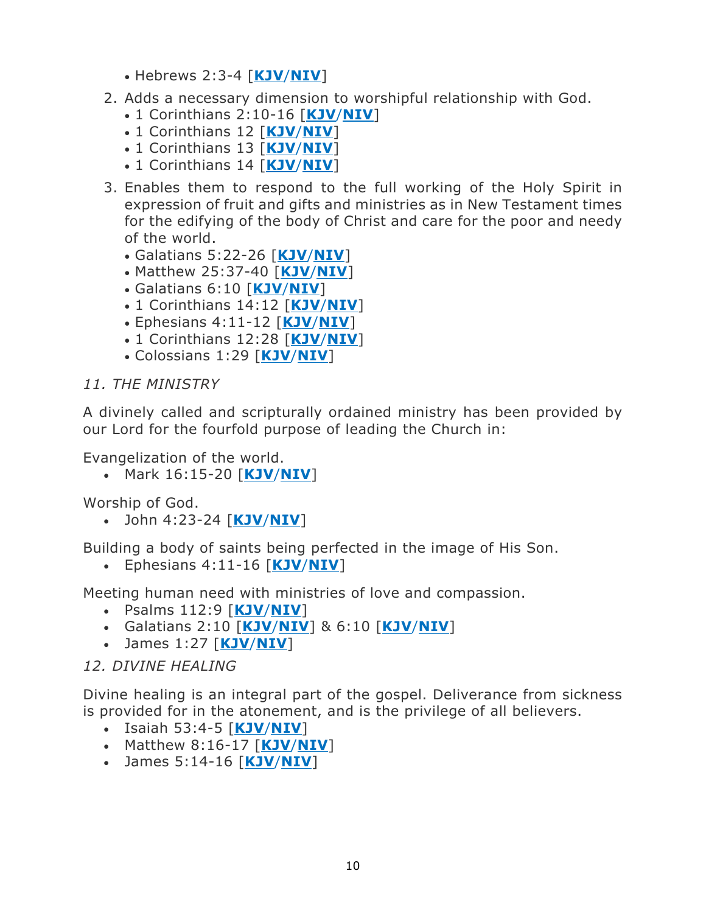- Hebrews 2:3-4 [**KJV**/**NIV**]

2. Adds a necessary dimension to worshipful relationship with God.
   - 1 Corinthians 2:10-16 [**KJV**/**NIV**]
   - 1 Corinthians 12 [**KJV**/**NIV**]
   - 1 Corinthians 13 [**KJV**/**NIV**]
   - 1 Corinthians 14 [**KJV**/**NIV**]
3. Enables them to respond to the full working of the Holy Spirit in expression of fruit and gifts and ministries as in New Testament times for the edifying of the body of Christ and care for the poor and needy of the world.
   - Galatians 5:22-26 [**KJV**/**NIV**]
   - Matthew 25:37-40 [**KJV**/**NIV**]
   - Galatians 6:10 [**KJV**/**NIV**]
   - 1 Corinthians 14:12 [**KJV**/**NIV**]
   - Ephesians 4:11-12 [**KJV**/**NIV**]
   - 1 Corinthians 12:28 [**KJV**/**NIV**]
   - Colossians 1:29 [**KJV**/**NIV**]

*11. THE MINISTRY*

A divinely called and scripturally ordained ministry has been provided by our Lord for the fourfold purpose of leading the Church in:

Evangelization of the world.

- Mark 16:15-20 [**KJV**/**NIV**]

Worship of God.

- John 4:23-24 [**KJV**/**NIV**]

Building a body of saints being perfected in the image of His Son.

- Ephesians 4:11-16 [**KJV**/**NIV**]

Meeting human need with ministries of love and compassion.

- Psalms 112:9 [**KJV**/**NIV**]
- Galatians 2:10 [**KJV**/**NIV**] & 6:10 [**KJV**/**NIV**]
- James 1:27 [**KJV**/**NIV**]

*12. DIVINE HEALING*

Divine healing is an integral part of the gospel. Deliverance from sickness is provided for in the atonement, and is the privilege of all believers.

- Isaiah 53:4-5 [**KJV**/**NIV**]
- Matthew 8:16-17 [**KJV**/**NIV**]
- James 5:14-16 [**KJV**/**NIV**]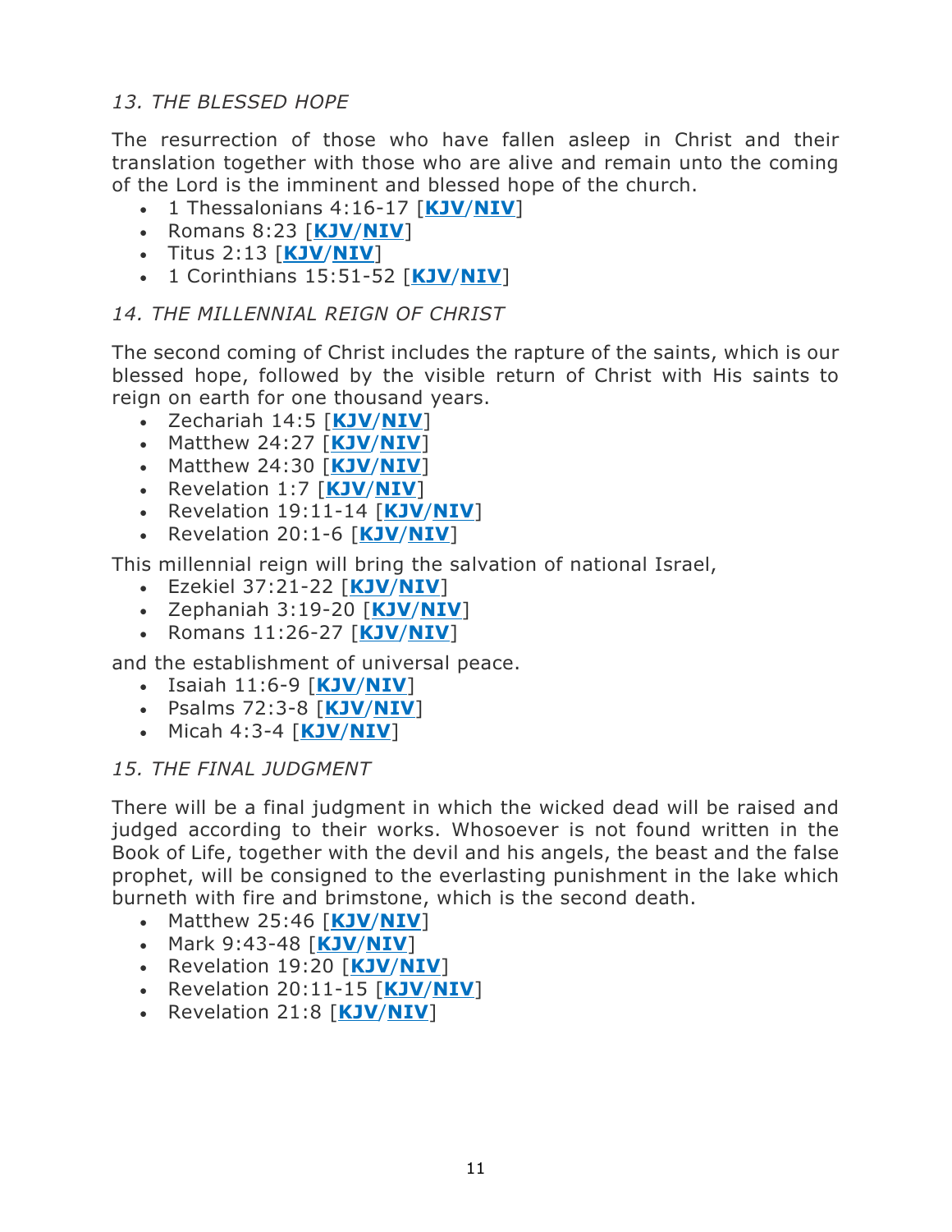### *13. THE BLESSED HOPE*

The resurrection of those who have fallen asleep in Christ and their translation together with those who are alive and remain unto the coming of the Lord is the imminent and blessed hope of the church.

- 1 Thessalonians 4:16-17 [**KJV**/**NIV**]
- Romans 8:23 [**KJV**/**NIV**]
- Titus 2:13 [**KJV**/**NIV**]
- 1 Corinthians 15:51-52 [**KJV**/**NIV**]

### *14. THE MILLENNIAL REIGN OF CHRIST*

The second coming of Christ includes the rapture of the saints, which is our blessed hope, followed by the visible return of Christ with His saints to reign on earth for one thousand years.

- Zechariah 14:5 [**KJV**/**NIV**]
- Matthew 24:27 [**KJV**/**NIV**]
- Matthew 24:30 [**KJV**/**NIV**]
- Revelation 1:7 [**KJV**/**NIV**]
- Revelation 19:11-14 [**KJV**/**NIV**]
- Revelation 20:1-6 [**KJV**/**NIV**]

This millennial reign will bring the salvation of national Israel,

- Ezekiel 37:21-22 [**KJV**/**NIV**]
- Zephaniah 3:19-20 [**KJV**/**NIV**]
- Romans 11:26-27 [**KJV**/**NIV**]

and the establishment of universal peace.

- Isaiah 11:6-9 [**KJV**/**NIV**]
- Psalms 72:3-8 [**KJV**/**NIV**]
- Micah 4:3-4 [**KJV**/**NIV**]

### *15. THE FINAL JUDGMENT*

There will be a final judgment in which the wicked dead will be raised and judged according to their works. Whosoever is not found written in the Book of Life, together with the devil and his angels, the beast and the false prophet, will be consigned to the everlasting punishment in the lake which burneth with fire and brimstone, which is the second death.

- Matthew 25:46 [**KJV**/**NIV**]
- Mark 9:43-48 [**KJV**/**NIV**]
- Revelation 19:20 [**KJV**/**NIV**]
- Revelation 20:11-15 [**KJV**/**NIV**]
- Revelation 21:8 [**KJV**/**NIV**]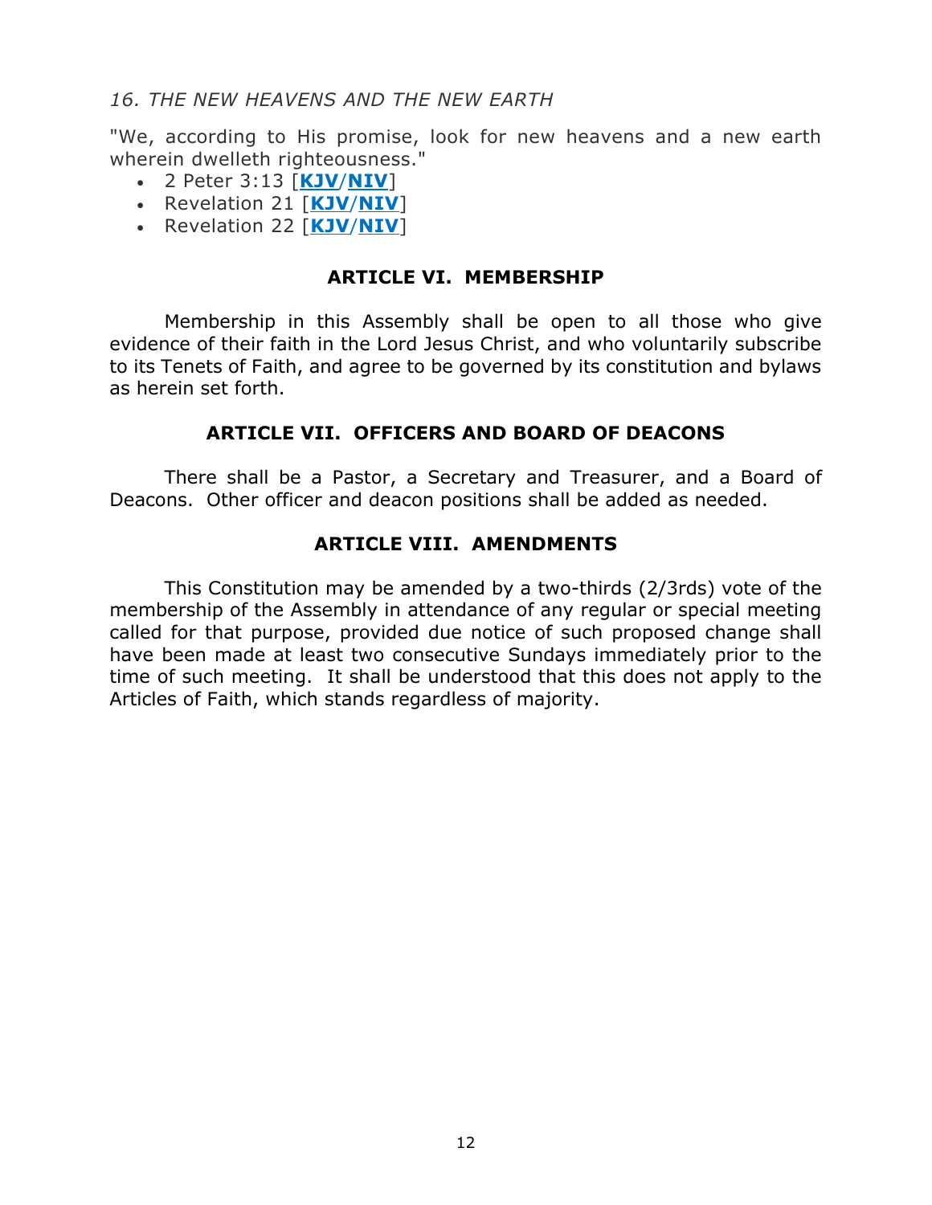*16. THE NEW HEAVENS AND THE NEW EARTH*

"We, according to His promise, look for new heavens and a new earth wherein dwelleth righteousness."

- 2 Peter 3:13 [**KJV**/**NIV**]
- Revelation 21 [**KJV**/**NIV**]
- Revelation 22 [**KJV**/**NIV**]

## ARTICLE VI. MEMBERSHIP

Membership in this Assembly shall be open to all those who give evidence of their faith in the Lord Jesus Christ, and who voluntarily subscribe to its Tenets of Faith, and agree to be governed by its constitution and bylaws as herein set forth.

## ARTICLE VII. OFFICERS AND BOARD OF DEACONS

There shall be a Pastor, a Secretary and Treasurer, and a Board of Deacons. Other officer and deacon positions shall be added as needed.

## ARTICLE VIII. AMENDMENTS

This Constitution may be amended by a two-thirds (2/3rds) vote of the membership of the Assembly in attendance of any regular or special meeting called for that purpose, provided due notice of such proposed change shall have been made at least two consecutive Sundays immediately prior to the time of such meeting. It shall be understood that this does not apply to the Articles of Faith, which stands regardless of majority.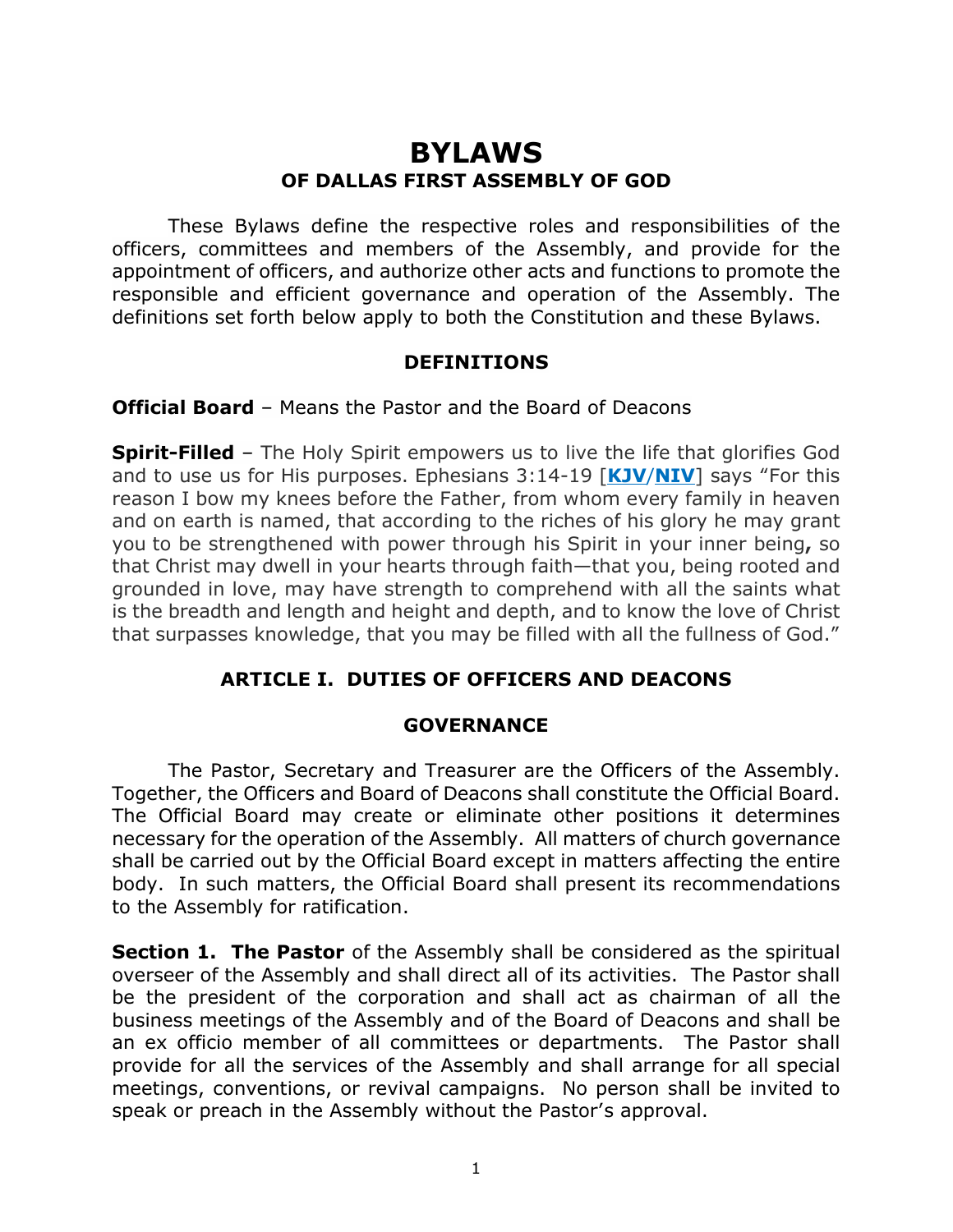# BYLAWS

## OF DALLAS FIRST ASSEMBLY OF GOD

These Bylaws define the respective roles and responsibilities of the officers, committees and members of the Assembly, and provide for the appointment of officers, and authorize other acts and functions to promote the responsible and efficient governance and operation of the Assembly. The definitions set forth below apply to both the Constitution and these Bylaws.

### DEFINITIONS

**Official Board** – Means the Pastor and the Board of Deacons

**Spirit-Filled** – The Holy Spirit empowers us to live the life that glorifies God and to use us for His purposes. Ephesians 3:14-19 [**KJV**/**NIV**] says "For this reason I bow my knees before the Father, from whom every family in heaven and on earth is named, that according to the riches of his glory he may grant you to be strengthened with power through his Spirit in your inner being**,** so that Christ may dwell in your hearts through faith—that you, being rooted and grounded in love, may have strength to comprehend with all the saints what is the breadth and length and height and depth, and to know the love of Christ that surpasses knowledge, that you may be filled with all the fullness of God."

### ARTICLE I. DUTIES OF OFFICERS AND DEACONS

### GOVERNANCE

The Pastor, Secretary and Treasurer are the Officers of the Assembly. Together, the Officers and Board of Deacons shall constitute the Official Board. The Official Board may create or eliminate other positions it determines necessary for the operation of the Assembly. All matters of church governance shall be carried out by the Official Board except in matters affecting the entire body. In such matters, the Official Board shall present its recommendations to the Assembly for ratification.

**Section 1. The Pastor** of the Assembly shall be considered as the spiritual overseer of the Assembly and shall direct all of its activities. The Pastor shall be the president of the corporation and shall act as chairman of all the business meetings of the Assembly and of the Board of Deacons and shall be an ex officio member of all committees or departments. The Pastor shall provide for all the services of the Assembly and shall arrange for all special meetings, conventions, or revival campaigns. No person shall be invited to speak or preach in the Assembly without the Pastor's approval.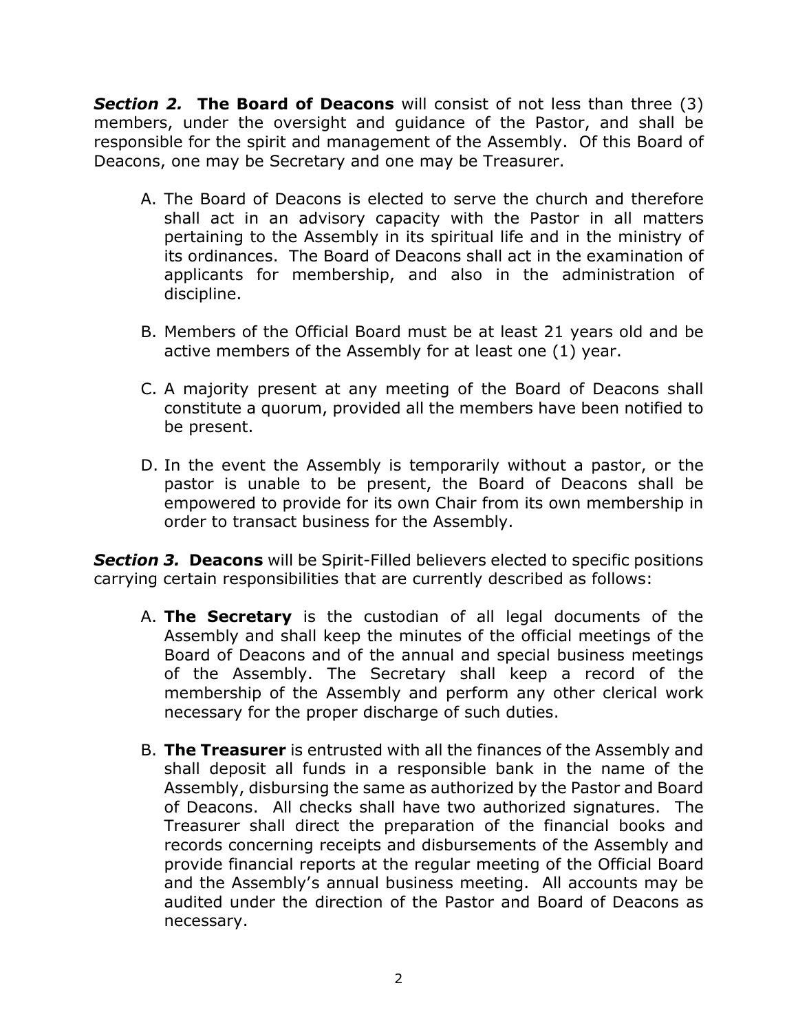***Section 2.*** **The Board of Deacons** will consist of not less than three (3) members, under the oversight and guidance of the Pastor, and shall be responsible for the spirit and management of the Assembly. Of this Board of Deacons, one may be Secretary and one may be Treasurer.

A. The Board of Deacons is elected to serve the church and therefore shall act in an advisory capacity with the Pastor in all matters pertaining to the Assembly in its spiritual life and in the ministry of its ordinances. The Board of Deacons shall act in the examination of applicants for membership, and also in the administration of discipline.

B. Members of the Official Board must be at least 21 years old and be active members of the Assembly for at least one (1) year.

C. A majority present at any meeting of the Board of Deacons shall constitute a quorum, provided all the members have been notified to be present.

D. In the event the Assembly is temporarily without a pastor, or the pastor is unable to be present, the Board of Deacons shall be empowered to provide for its own Chair from its own membership in order to transact business for the Assembly.

***Section 3.*** **Deacons** will be Spirit-Filled believers elected to specific positions carrying certain responsibilities that are currently described as follows:

A. **The Secretary** is the custodian of all legal documents of the Assembly and shall keep the minutes of the official meetings of the Board of Deacons and of the annual and special business meetings of the Assembly. The Secretary shall keep a record of the membership of the Assembly and perform any other clerical work necessary for the proper discharge of such duties.

B. **The Treasurer** is entrusted with all the finances of the Assembly and shall deposit all funds in a responsible bank in the name of the Assembly, disbursing the same as authorized by the Pastor and Board of Deacons. All checks shall have two authorized signatures. The Treasurer shall direct the preparation of the financial books and records concerning receipts and disbursements of the Assembly and provide financial reports at the regular meeting of the Official Board and the Assembly's annual business meeting. All accounts may be audited under the direction of the Pastor and Board of Deacons as necessary.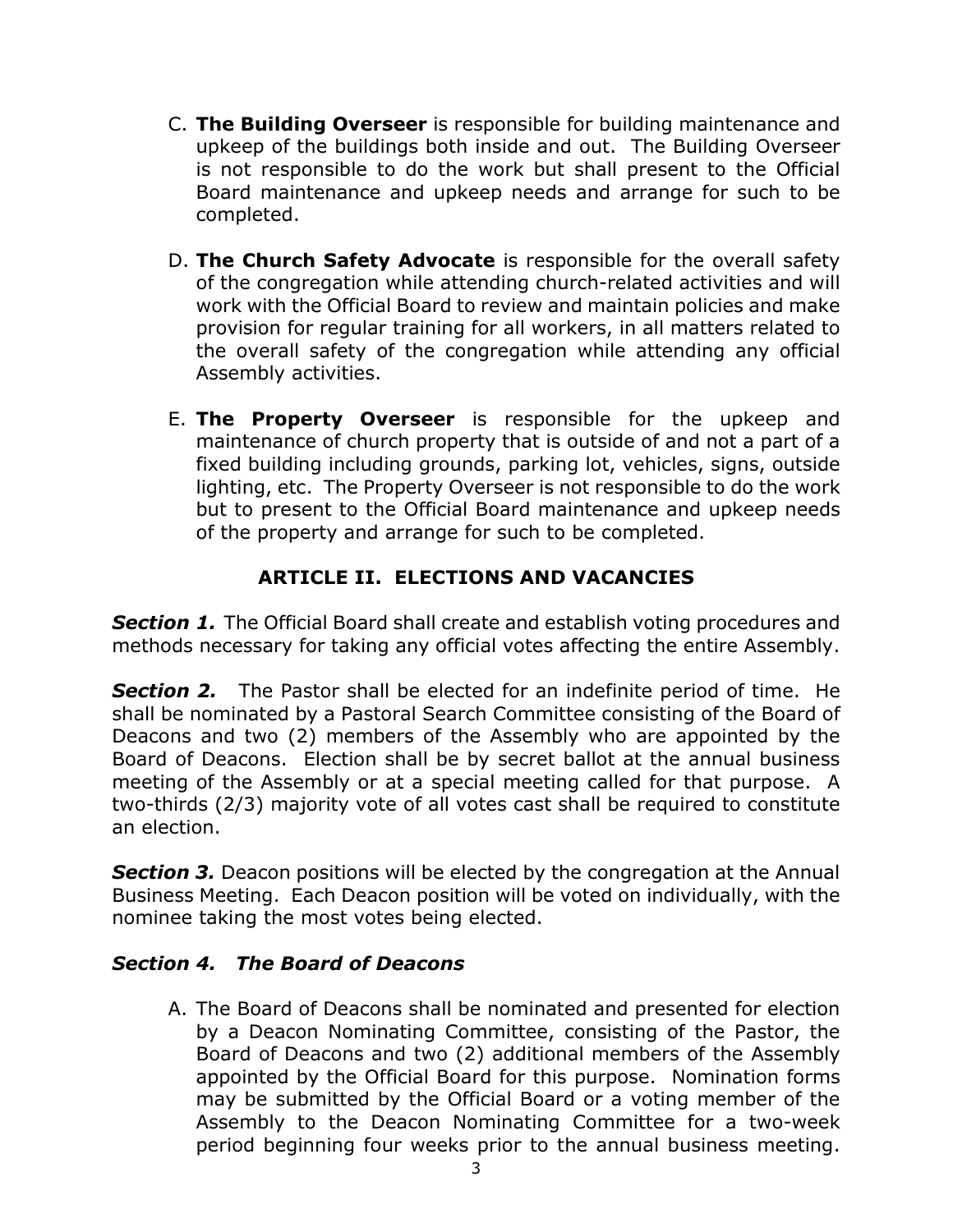C. **The Building Overseer** is responsible for building maintenance and upkeep of the buildings both inside and out. The Building Overseer is not responsible to do the work but shall present to the Official Board maintenance and upkeep needs and arrange for such to be completed.

D. **The Church Safety Advocate** is responsible for the overall safety of the congregation while attending church-related activities and will work with the Official Board to review and maintain policies and make provision for regular training for all workers, in all matters related to the overall safety of the congregation while attending any official Assembly activities.

E. **The Property Overseer** is responsible for the upkeep and maintenance of church property that is outside of and not a part of a fixed building including grounds, parking lot, vehicles, signs, outside lighting, etc. The Property Overseer is not responsible to do the work but to present to the Official Board maintenance and upkeep needs of the property and arrange for such to be completed.

## ARTICLE II. ELECTIONS AND VACANCIES

***Section 1.*** The Official Board shall create and establish voting procedures and methods necessary for taking any official votes affecting the entire Assembly.

***Section 2.*** The Pastor shall be elected for an indefinite period of time. He shall be nominated by a Pastoral Search Committee consisting of the Board of Deacons and two (2) members of the Assembly who are appointed by the Board of Deacons. Election shall be by secret ballot at the annual business meeting of the Assembly or at a special meeting called for that purpose. A two-thirds (2/3) majority vote of all votes cast shall be required to constitute an election.

***Section 3.*** Deacon positions will be elected by the congregation at the Annual Business Meeting. Each Deacon position will be voted on individually, with the nominee taking the most votes being elected.

### *Section 4. The Board of Deacons*

A. The Board of Deacons shall be nominated and presented for election by a Deacon Nominating Committee, consisting of the Pastor, the Board of Deacons and two (2) additional members of the Assembly appointed by the Official Board for this purpose. Nomination forms may be submitted by the Official Board or a voting member of the Assembly to the Deacon Nominating Committee for a two-week period beginning four weeks prior to the annual business meeting.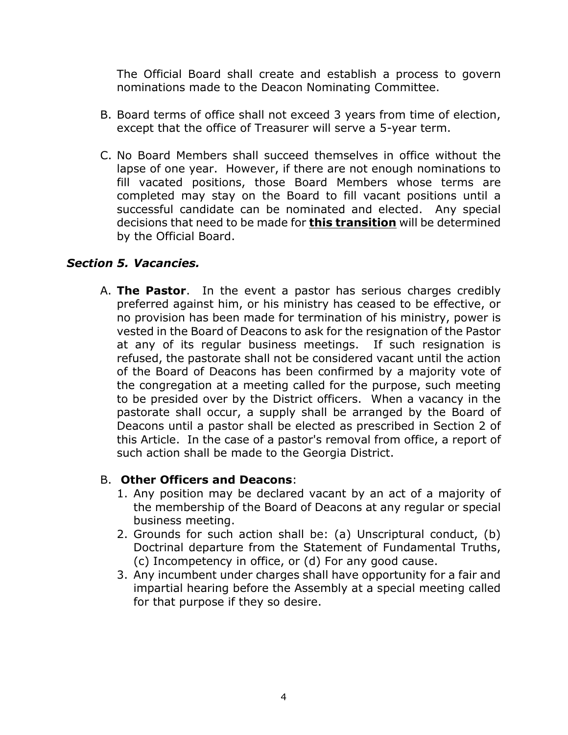The Official Board shall create and establish a process to govern nominations made to the Deacon Nominating Committee.

B. Board terms of office shall not exceed 3 years from time of election, except that the office of Treasurer will serve a 5-year term.

C. No Board Members shall succeed themselves in office without the lapse of one year. However, if there are not enough nominations to fill vacated positions, those Board Members whose terms are completed may stay on the Board to fill vacant positions until a successful candidate can be nominated and elected. Any special decisions that need to be made for <u>**this transition**</u> will be determined by the Official Board.

### *Section 5. Vacancies.*

A. **The Pastor**. In the event a pastor has serious charges credibly preferred against him, or his ministry has ceased to be effective, or no provision has been made for termination of his ministry, power is vested in the Board of Deacons to ask for the resignation of the Pastor at any of its regular business meetings. If such resignation is refused, the pastorate shall not be considered vacant until the action of the Board of Deacons has been confirmed by a majority vote of the congregation at a meeting called for the purpose, such meeting to be presided over by the District officers. When a vacancy in the pastorate shall occur, a supply shall be arranged by the Board of Deacons until a pastor shall be elected as prescribed in Section 2 of this Article. In the case of a pastor's removal from office, a report of such action shall be made to the Georgia District.

B. **Other Officers and Deacons**:

1. Any position may be declared vacant by an act of a majority of the membership of the Board of Deacons at any regular or special business meeting.
2. Grounds for such action shall be: (a) Unscriptural conduct, (b) Doctrinal departure from the Statement of Fundamental Truths, (c) Incompetency in office, or (d) For any good cause.
3. Any incumbent under charges shall have opportunity for a fair and impartial hearing before the Assembly at a special meeting called for that purpose if they so desire.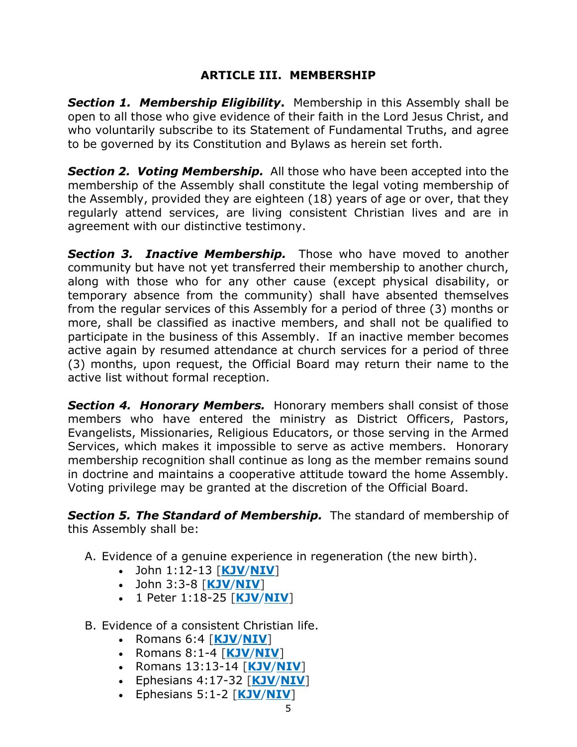## ARTICLE III. MEMBERSHIP

***Section 1. Membership Eligibility*.** Membership in this Assembly shall be open to all those who give evidence of their faith in the Lord Jesus Christ, and who voluntarily subscribe to its Statement of Fundamental Truths, and agree to be governed by its Constitution and Bylaws as herein set forth.

***Section 2. Voting Membership.*** All those who have been accepted into the membership of the Assembly shall constitute the legal voting membership of the Assembly, provided they are eighteen (18) years of age or over, that they regularly attend services, are living consistent Christian lives and are in agreement with our distinctive testimony.

***Section 3. Inactive Membership.*** Those who have moved to another community but have not yet transferred their membership to another church, along with those who for any other cause (except physical disability, or temporary absence from the community) shall have absented themselves from the regular services of this Assembly for a period of three (3) months or more, shall be classified as inactive members, and shall not be qualified to participate in the business of this Assembly. If an inactive member becomes active again by resumed attendance at church services for a period of three (3) months, upon request, the Official Board may return their name to the active list without formal reception.

***Section 4. Honorary Members.*** Honorary members shall consist of those members who have entered the ministry as District Officers, Pastors, Evangelists, Missionaries, Religious Educators, or those serving in the Armed Services, which makes it impossible to serve as active members. Honorary membership recognition shall continue as long as the member remains sound in doctrine and maintains a cooperative attitude toward the home Assembly. Voting privilege may be granted at the discretion of the Official Board.

***Section 5. The Standard of Membership.*** The standard of membership of this Assembly shall be:

A. Evidence of a genuine experience in regeneration (the new birth).
   - John 1:12-13 [**KJV**/**NIV**]
   - John 3:3-8 [**KJV**/**NIV**]
   - 1 Peter 1:18-25 [**KJV**/**NIV**]

B. Evidence of a consistent Christian life.
   - Romans 6:4 [**KJV**/**NIV**]
   - Romans 8:1-4 [**KJV**/**NIV**]
   - Romans 13:13-14 [**KJV**/**NIV**]
   - Ephesians 4:17-32 [**KJV**/**NIV**]
   - Ephesians 5:1-2 [**KJV**/**NIV**]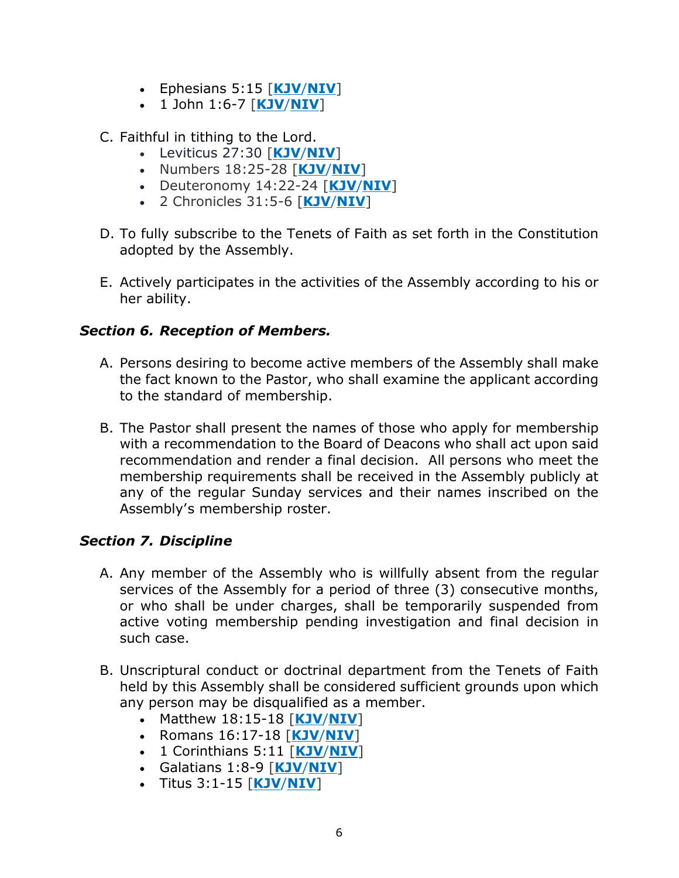- Ephesians 5:15 [**KJV**/**NIV**]
- 1 John 1:6-7 [**KJV**/**NIV**]

C. Faithful in tithing to the Lord.

- Leviticus 27:30 [**KJV**/**NIV**]
- Numbers 18:25-28 [**KJV**/**NIV**]
- Deuteronomy 14:22-24 [**KJV**/**NIV**]
- 2 Chronicles 31:5-6 [**KJV**/**NIV**]

D. To fully subscribe to the Tenets of Faith as set forth in the Constitution adopted by the Assembly.

E. Actively participates in the activities of the Assembly according to his or her ability.

### *Section 6. Reception of Members.*

A. Persons desiring to become active members of the Assembly shall make the fact known to the Pastor, who shall examine the applicant according to the standard of membership.

B. The Pastor shall present the names of those who apply for membership with a recommendation to the Board of Deacons who shall act upon said recommendation and render a final decision. All persons who meet the membership requirements shall be received in the Assembly publicly at any of the regular Sunday services and their names inscribed on the Assembly's membership roster.

### *Section 7. Discipline*

A. Any member of the Assembly who is willfully absent from the regular services of the Assembly for a period of three (3) consecutive months, or who shall be under charges, shall be temporarily suspended from active voting membership pending investigation and final decision in such case.

B. Unscriptural conduct or doctrinal department from the Tenets of Faith held by this Assembly shall be considered sufficient grounds upon which any person may be disqualified as a member.

- Matthew 18:15-18 [**KJV**/**NIV**]
- Romans 16:17-18 [**KJV**/**NIV**]
- 1 Corinthians 5:11 [**KJV**/**NIV**]
- Galatians 1:8-9 [**KJV**/**NIV**]
- Titus 3:1-15 [**KJV**/**NIV**]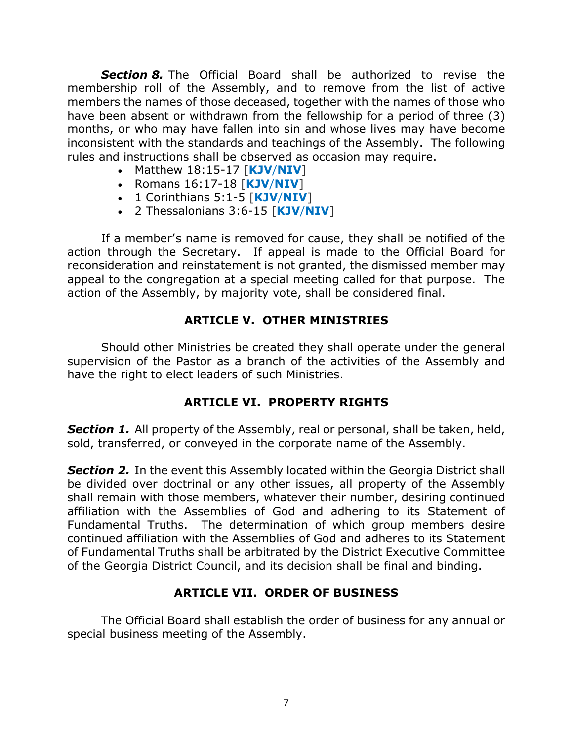***Section 8.*** The Official Board shall be authorized to revise the membership roll of the Assembly, and to remove from the list of active members the names of those deceased, together with the names of those who have been absent or withdrawn from the fellowship for a period of three (3) months, or who may have fallen into sin and whose lives may have become inconsistent with the standards and teachings of the Assembly. The following rules and instructions shall be observed as occasion may require.

- Matthew 18:15-17 [**KJV**/**NIV**]
- Romans 16:17-18 [**KJV**/**NIV**]
- 1 Corinthians 5:1-5 [**KJV**/**NIV**]
- 2 Thessalonians 3:6-15 [**KJV**/**NIV**]

If a member's name is removed for cause, they shall be notified of the action through the Secretary. If appeal is made to the Official Board for reconsideration and reinstatement is not granted, the dismissed member may appeal to the congregation at a special meeting called for that purpose. The action of the Assembly, by majority vote, shall be considered final.

## ARTICLE V. OTHER MINISTRIES

Should other Ministries be created they shall operate under the general supervision of the Pastor as a branch of the activities of the Assembly and have the right to elect leaders of such Ministries.

## ARTICLE VI. PROPERTY RIGHTS

***Section 1.*** All property of the Assembly, real or personal, shall be taken, held, sold, transferred, or conveyed in the corporate name of the Assembly.

***Section 2.*** In the event this Assembly located within the Georgia District shall be divided over doctrinal or any other issues, all property of the Assembly shall remain with those members, whatever their number, desiring continued affiliation with the Assemblies of God and adhering to its Statement of Fundamental Truths. The determination of which group members desire continued affiliation with the Assemblies of God and adheres to its Statement of Fundamental Truths shall be arbitrated by the District Executive Committee of the Georgia District Council, and its decision shall be final and binding.

## ARTICLE VII. ORDER OF BUSINESS

The Official Board shall establish the order of business for any annual or special business meeting of the Assembly.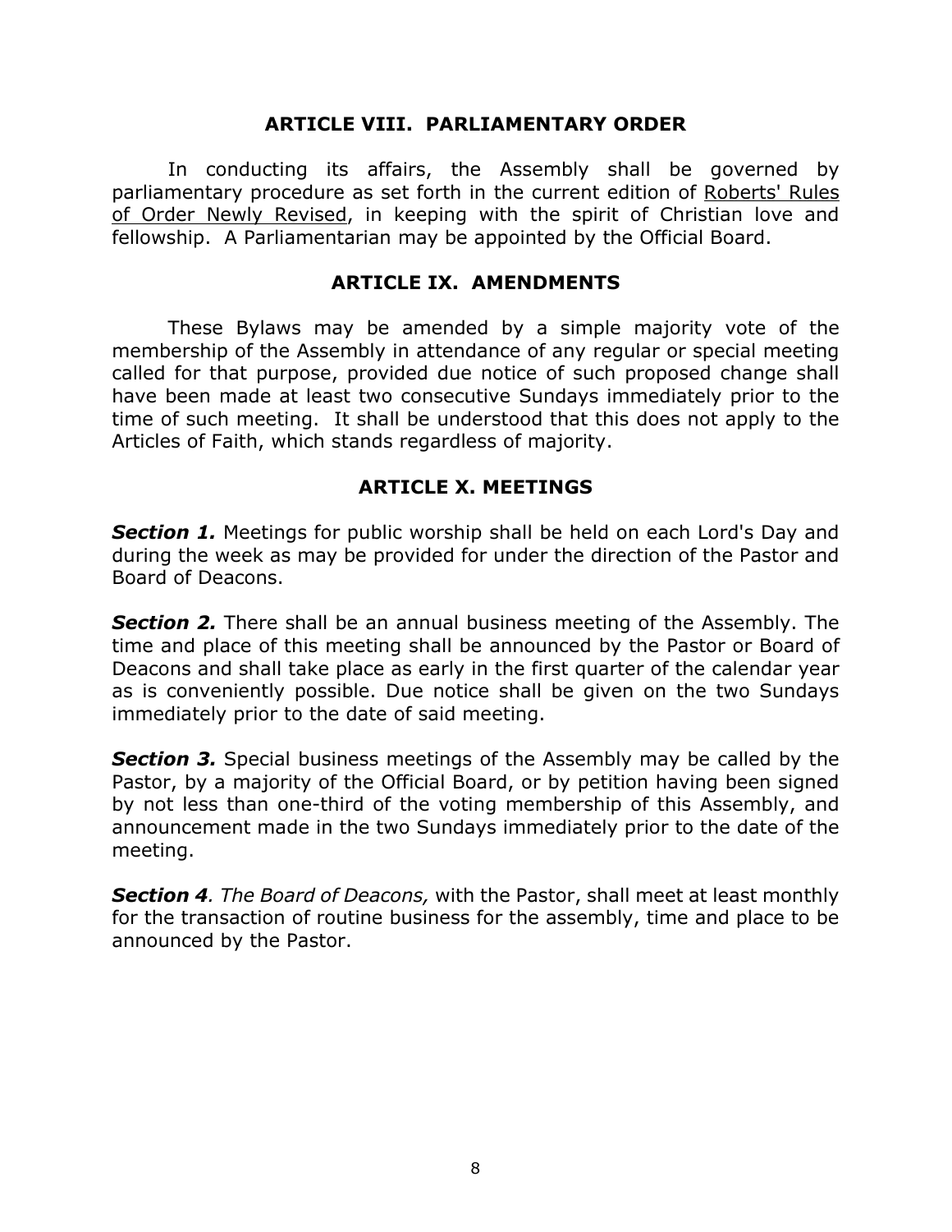## ARTICLE VIII. PARLIAMENTARY ORDER

In conducting its affairs, the Assembly shall be governed by parliamentary procedure as set forth in the current edition of <u>Roberts' Rules of Order Newly Revised</u>, in keeping with the spirit of Christian love and fellowship. A Parliamentarian may be appointed by the Official Board.

## ARTICLE IX. AMENDMENTS

These Bylaws may be amended by a simple majority vote of the membership of the Assembly in attendance of any regular or special meeting called for that purpose, provided due notice of such proposed change shall have been made at least two consecutive Sundays immediately prior to the time of such meeting. It shall be understood that this does not apply to the Articles of Faith, which stands regardless of majority.

## ARTICLE X. MEETINGS

***Section 1.*** Meetings for public worship shall be held on each Lord's Day and during the week as may be provided for under the direction of the Pastor and Board of Deacons.

***Section 2.*** There shall be an annual business meeting of the Assembly. The time and place of this meeting shall be announced by the Pastor or Board of Deacons and shall take place as early in the first quarter of the calendar year as is conveniently possible. Due notice shall be given on the two Sundays immediately prior to the date of said meeting.

***Section 3.*** Special business meetings of the Assembly may be called by the Pastor, by a majority of the Official Board, or by petition having been signed by not less than one-third of the voting membership of this Assembly, and announcement made in the two Sundays immediately prior to the date of the meeting.

***Section 4****. The Board of Deacons,* with the Pastor, shall meet at least monthly for the transaction of routine business for the assembly, time and place to be announced by the Pastor.